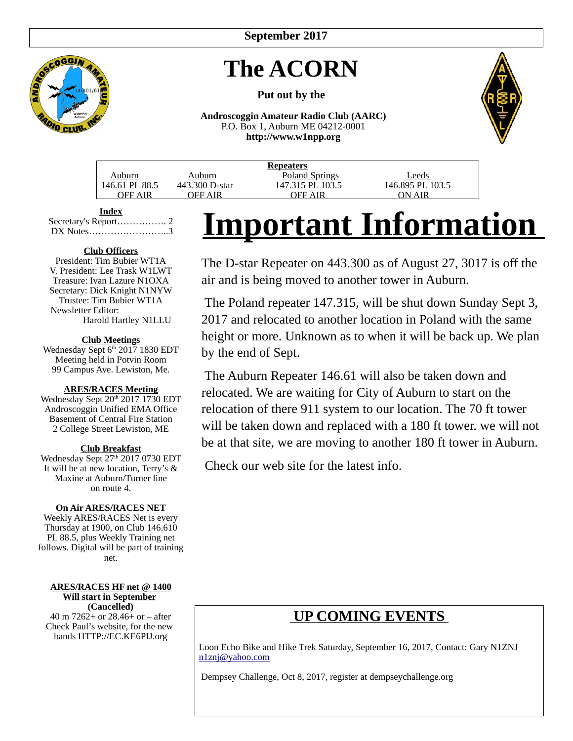September 2017

# The ACORN

**Put out by the**

**Androscoggin Amateur Radio Club (AARC)**
P.O. Box 1, Auburn ME 04212-0001
**http://www.w1npp.org**

**Repeaters**

| Auburn | Auburn | Poland Springs | Leeds |
|---|---|---|---|
| 146.61 PL 88.5 | 443.300 D-star | 147.315 PL 103.5 | 146.895 PL 103.5 |
| OFF AIR | OFF AIR | OFF AIR | ON AIR |

**Index**

Secretary's Report……………. 2
DX Notes……………………..3

**Club Officers**

President: Tim Bubier WT1A
V. President: Lee Trask W1LWT
Treasure: Ivan Lazure N1OXA
Secretary: Dick Knight N1NYW
Trustee: Tim Bubier WT1A
Newsletter Editor:
Harold Hartley N1LLU

**Club Meetings**

Wednesday Sept 6th 2017 1830 EDT
Meeting held in Potvin Room
99 Campus Ave. Lewiston, Me.

**ARES/RACES Meeting**

Wednesday Sept 20th 2017 1730 EDT
Androscoggin Unified EMA Office
Basement of Central Fire Station
2 College Street Lewiston, ME

**Club Breakfast**

Wednesday Sept 27th 2017 0730 EDT
It will be at new location, Terry's & Maxine at Auburn/Turner line on route 4.

**On Air ARES/RACES NET**

Weekly ARES/RACES Net is every Thursday at 1900, on Club 146.610 PL 88.5, plus Weekly Training net follows. Digital will be part of training net.

**ARES/RACES HF net @ 1400**
**Will start in September**
**(Cancelled)**
40 m 7262+ or 28.46+ or – after Check Paul's website, for the new bands HTTP://EC.KE6PIJ.org

# Important Information

The D-star Repeater on 443.300 as of August 27, 3017 is off the air and is being moved to another tower in Auburn.

The Poland repeater 147.315, will be shut down Sunday Sept 3, 2017 and relocated to another location in Poland with the same height or more. Unknown as to when it will be back up. We plan by the end of Sept.

The Auburn Repeater 146.61 will also be taken down and relocated. We are waiting for City of Auburn to start on the relocation of there 911 system to our location. The 70 ft tower will be taken down and replaced with a 180 ft tower. we will not be at that site, we are moving to another 180 ft tower in Auburn.

Check our web site for the latest info.

## UP COMING EVENTS

Loon Echo Bike and Hike Trek Saturday, September 16, 2017, Contact: Gary N1ZNJ n1znj@yahoo.com

Dempsey Challenge, Oct 8, 2017, register at dempseychallenge.org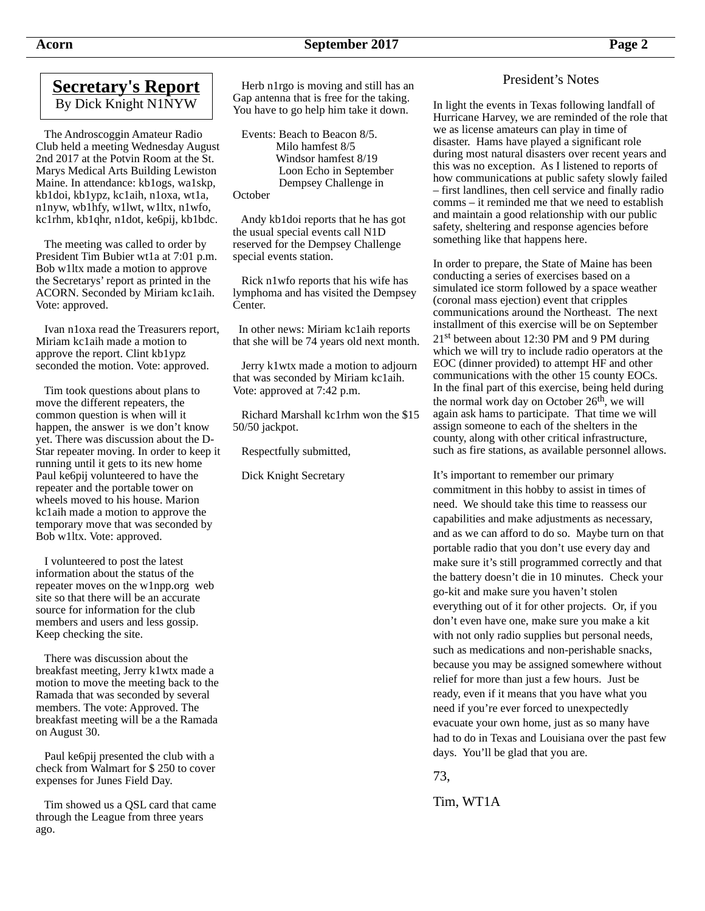## Secretary's Report

By Dick Knight N1NYW

The Androscoggin Amateur Radio Club held a meeting Wednesday August 2nd 2017 at the Potvin Room at the St. Marys Medical Arts Building Lewiston Maine. In attendance: kb1ogs, wa1skp, kb1doi, kb1ypz, kc1aih, n1oxa, wt1a, n1nyw, wb1hfy, w1lwt, w1ltx, n1wfo, kc1rhm, kb1qhr, n1dot, ke6pij, kb1bdc.

The meeting was called to order by President Tim Bubier wt1a at 7:01 p.m. Bob w1ltx made a motion to approve the Secretarys' report as printed in the ACORN. Seconded by Miriam kc1aih. Vote: approved.

Ivan n1oxa read the Treasurers report, Miriam kc1aih made a motion to approve the report. Clint kb1ypz seconded the motion. Vote: approved.

Tim took questions about plans to move the different repeaters, the common question is when will it happen, the answer is we don't know yet. There was discussion about the D-Star repeater moving. In order to keep it running until it gets to its new home Paul ke6pij volunteered to have the repeater and the portable tower on wheels moved to his house. Marion kc1aih made a motion to approve the temporary move that was seconded by Bob w1ltx. Vote: approved.

I volunteered to post the latest information about the status of the repeater moves on the w1npp.org web site so that there will be an accurate source for information for the club members and users and less gossip. Keep checking the site.

There was discussion about the breakfast meeting, Jerry k1wtx made a motion to move the meeting back to the Ramada that was seconded by several members. The vote: Approved. The breakfast meeting will be a the Ramada on August 30.

Paul ke6pij presented the club with a check from Walmart for $ 250 to cover expenses for Junes Field Day.

Tim showed us a QSL card that came through the League from three years ago.

Herb n1rgo is moving and still has an Gap antenna that is free for the taking. You have to go help him take it down.

Events: Beach to Beacon 8/5.
Milo hamfest 8/5
Windsor hamfest 8/19
Loon Echo in September
Dempsey Challenge in October

Andy kb1doi reports that he has got the usual special events call N1D reserved for the Dempsey Challenge special events station.

Rick n1wfo reports that his wife has lymphoma and has visited the Dempsey Center.

In other news: Miriam kc1aih reports that she will be 74 years old next month.

Jerry k1wtx made a motion to adjourn that was seconded by Miriam kc1aih. Vote: approved at 7:42 p.m.

Richard Marshall kc1rhm won the $15 50/50 jackpot.

Respectfully submitted,

Dick Knight Secretary

## President's Notes

In light the events in Texas following landfall of Hurricane Harvey, we are reminded of the role that we as license amateurs can play in time of disaster. Hams have played a significant role during most natural disasters over recent years and this was no exception. As I listened to reports of how communications at public safety slowly failed – first landlines, then cell service and finally radio comms – it reminded me that we need to establish and maintain a good relationship with our public safety, sheltering and response agencies before something like that happens here.

In order to prepare, the State of Maine has been conducting a series of exercises based on a simulated ice storm followed by a space weather (coronal mass ejection) event that cripples communications around the Northeast. The next installment of this exercise will be on September 21st between about 12:30 PM and 9 PM during which we will try to include radio operators at the EOC (dinner provided) to attempt HF and other communications with the other 15 county EOCs. In the final part of this exercise, being held during the normal work day on October 26th, we will again ask hams to participate. That time we will assign someone to each of the shelters in the county, along with other critical infrastructure, such as fire stations, as available personnel allows.

It's important to remember our primary commitment in this hobby to assist in times of need. We should take this time to reassess our capabilities and make adjustments as necessary, and as we can afford to do so. Maybe turn on that portable radio that you don't use every day and make sure it's still programmed correctly and that the battery doesn't die in 10 minutes. Check your go-kit and make sure you haven't stolen everything out of it for other projects. Or, if you don't even have one, make sure you make a kit with not only radio supplies but personal needs, such as medications and non-perishable snacks, because you may be assigned somewhere without relief for more than just a few hours. Just be ready, even if it means that you have what you need if you're ever forced to unexpectedly evacuate your own home, just as so many have had to do in Texas and Louisiana over the past few days. You'll be glad that you are.

73,

Tim, WT1A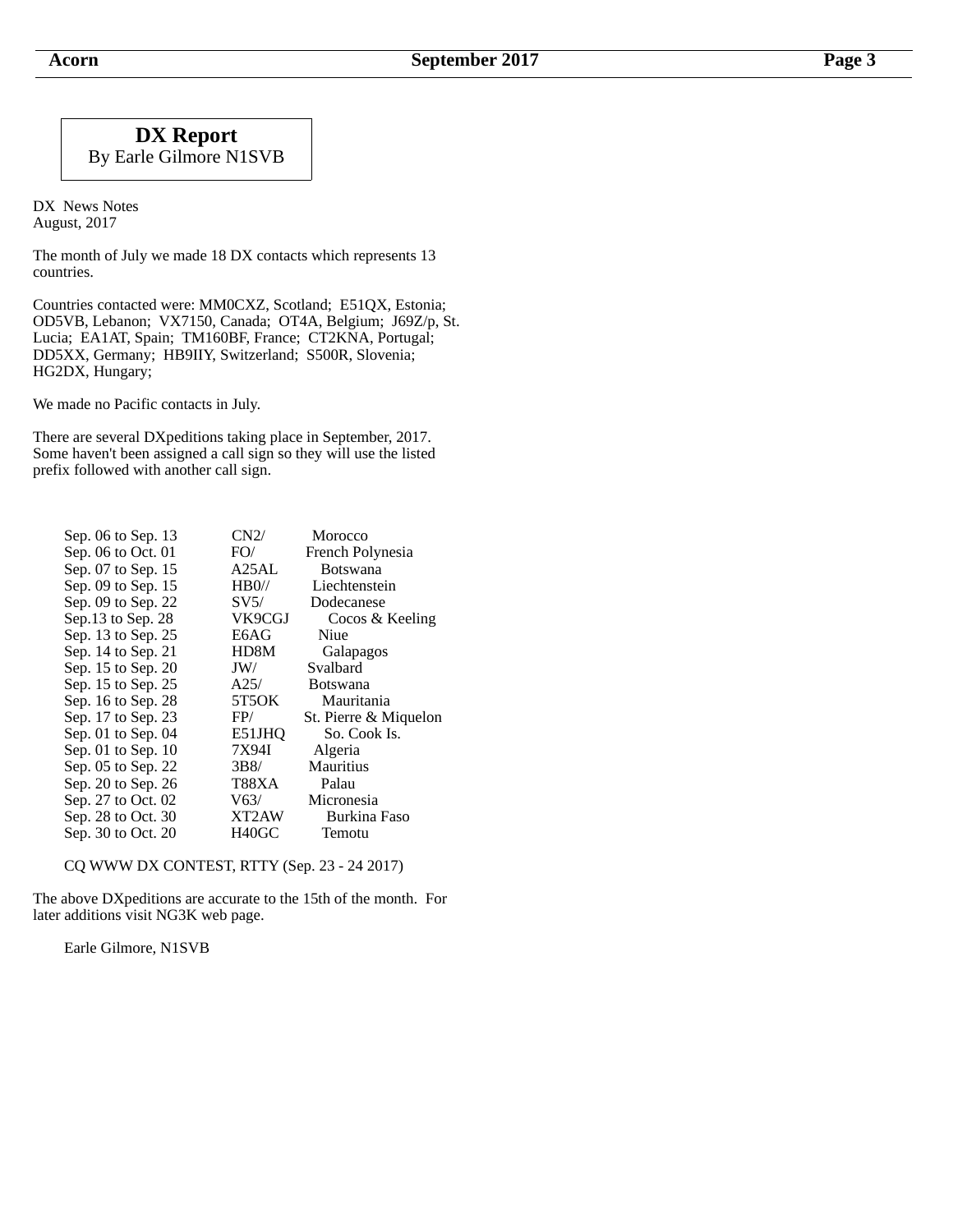## DX Report
By Earle Gilmore N1SVB

DX News Notes
August, 2017

The month of July we made 18 DX contacts which represents 13 countries.

Countries contacted were: MM0CXZ, Scotland; E51QX, Estonia; OD5VB, Lebanon; VX7150, Canada; OT4A, Belgium; J69Z/p, St. Lucia; EA1AT, Spain; TM160BF, France; CT2KNA, Portugal; DD5XX, Germany; HB9IIY, Switzerland; S500R, Slovenia; HG2DX, Hungary;

We made no Pacific contacts in July.

There are several DXpeditions taking place in September, 2017. Some haven't been assigned a call sign so they will use the listed prefix followed with another call sign.

| | | |
|---|---|---|
| Sep. 06 to Sep. 13 | CN2/ | Morocco |
| Sep. 06 to Oct. 01 | FO/ | French Polynesia |
| Sep. 07 to Sep. 15 | A25AL | Botswana |
| Sep. 09 to Sep. 15 | HB0// | Liechtenstein |
| Sep. 09 to Sep. 22 | SV5/ | Dodecanese |
| Sep.13 to Sep. 28 | VK9CGJ | Cocos & Keeling |
| Sep. 13 to Sep. 25 | E6AG | Niue |
| Sep. 14 to Sep. 21 | HD8M | Galapagos |
| Sep. 15 to Sep. 20 | JW/ | Svalbard |
| Sep. 15 to Sep. 25 | A25/ | Botswana |
| Sep. 16 to Sep. 28 | 5T5OK | Mauritania |
| Sep. 17 to Sep. 23 | FP/ | St. Pierre & Miquelon |
| Sep. 01 to Sep. 04 | E51JHQ | So. Cook Is. |
| Sep. 01 to Sep. 10 | 7X94I | Algeria |
| Sep. 05 to Sep. 22 | 3B8/ | Mauritius |
| Sep. 20 to Sep. 26 | T88XA | Palau |
| Sep. 27 to Oct. 02 | V63/ | Micronesia |
| Sep. 28 to Oct. 30 | XT2AW | Burkina Faso |
| Sep. 30 to Oct. 20 | H40GC | Temotu |

CQ WWW DX CONTEST, RTTY (Sep. 23 - 24 2017)

The above DXpeditions are accurate to the 15th of the month. For later additions visit NG3K web page.

Earle Gilmore, N1SVB